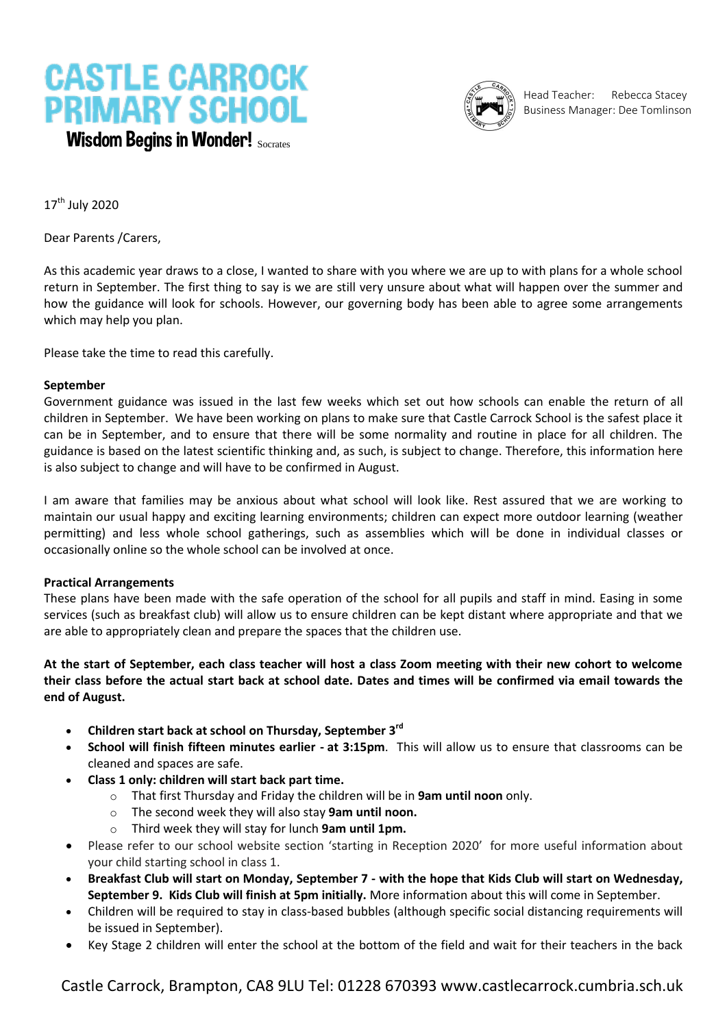# CASTLE CARROCK PRIMARY SCHOOL

**Wisdom Begins in Wonder!** Socrates

Head Teacher: Rebecca Stacey
Business Manager: Dee Tomlinson

17th July 2020

Dear Parents /Carers,

As this academic year draws to a close, I wanted to share with you where we are up to with plans for a whole school return in September. The first thing to say is we are still very unsure about what will happen over the summer and how the guidance will look for schools. However, our governing body has been able to agree some arrangements which may help you plan.

Please take the time to read this carefully.

**September**

Government guidance was issued in the last few weeks which set out how schools can enable the return of all children in September. We have been working on plans to make sure that Castle Carrock School is the safest place it can be in September, and to ensure that there will be some normality and routine in place for all children. The guidance is based on the latest scientific thinking and, as such, is subject to change. Therefore, this information here is also subject to change and will have to be confirmed in August.

I am aware that families may be anxious about what school will look like. Rest assured that we are working to maintain our usual happy and exciting learning environments; children can expect more outdoor learning (weather permitting) and less whole school gatherings, such as assemblies which will be done in individual classes or occasionally online so the whole school can be involved at once.

**Practical Arrangements**

These plans have been made with the safe operation of the school for all pupils and staff in mind. Easing in some services (such as breakfast club) will allow us to ensure children can be kept distant where appropriate and that we are able to appropriately clean and prepare the spaces that the children use.

**At the start of September, each class teacher will host a class Zoom meeting with their new cohort to welcome their class before the actual start back at school date. Dates and times will be confirmed via email towards the end of August.**

- **Children start back at school on Thursday, September 3rd**
- **School will finish fifteen minutes earlier - at 3:15pm**. This will allow us to ensure that classrooms can be cleaned and spaces are safe.
- **Class 1 only: children will start back part time.**
  - That first Thursday and Friday the children will be in **9am until noon** only.
  - The second week they will also stay **9am until noon.**
  - Third week they will stay for lunch **9am until 1pm.**
- Please refer to our school website section 'starting in Reception 2020' for more useful information about your child starting school in class 1.
- **Breakfast Club will start on Monday, September 7 - with the hope that Kids Club will start on Wednesday, September 9. Kids Club will finish at 5pm initially.** More information about this will come in September.
- Children will be required to stay in class-based bubbles (although specific social distancing requirements will be issued in September).
- Key Stage 2 children will enter the school at the bottom of the field and wait for their teachers in the back

Castle Carrock, Brampton, CA8 9LU Tel: 01228 670393 www.castlecarrock.cumbria.sch.uk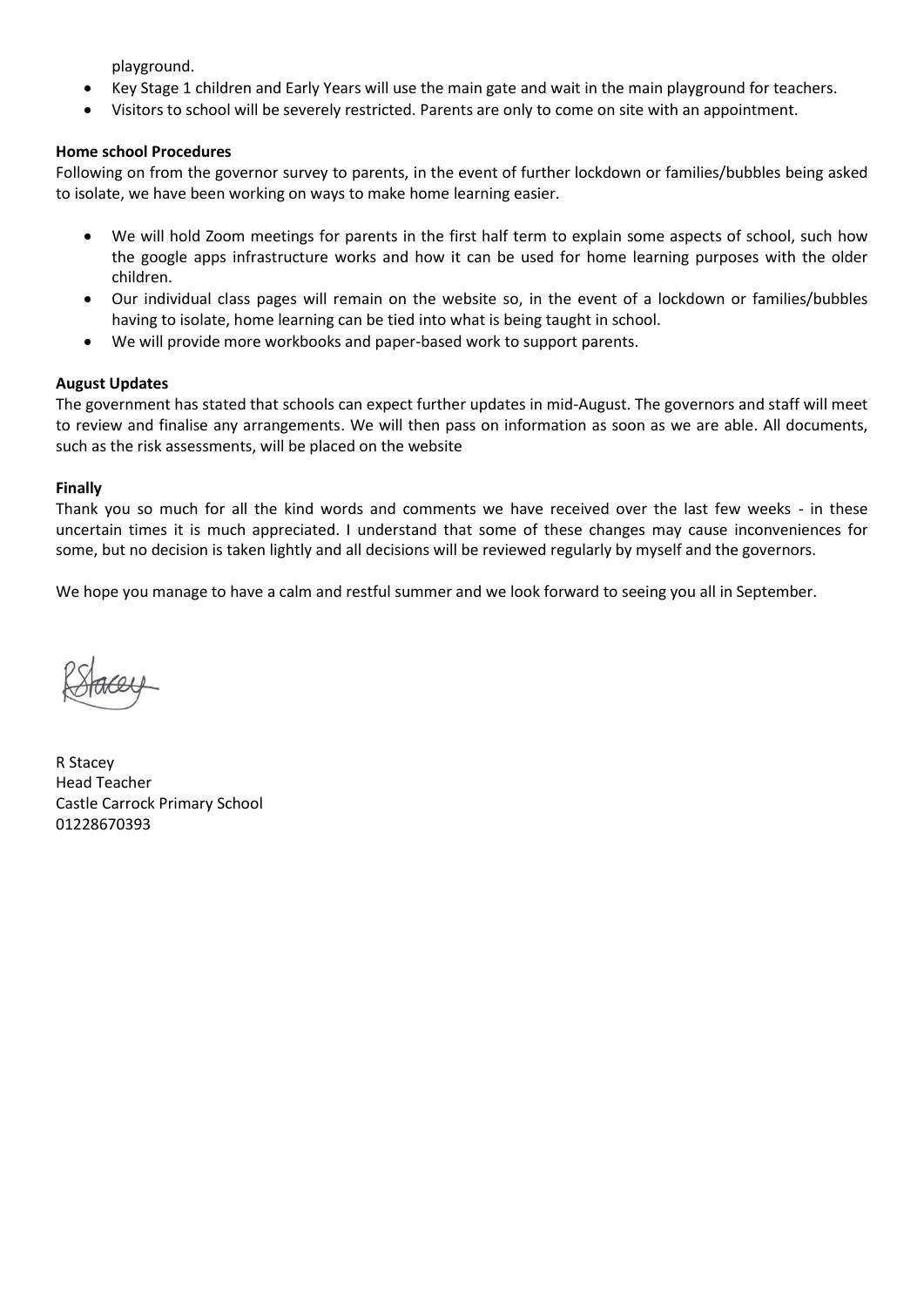playground.

- Key Stage 1 children and Early Years will use the main gate and wait in the main playground for teachers.
- Visitors to school will be severely restricted. Parents are only to come on site with an appointment.

**Home school Procedures**

Following on from the governor survey to parents, in the event of further lockdown or families/bubbles being asked to isolate, we have been working on ways to make home learning easier.

- We will hold Zoom meetings for parents in the first half term to explain some aspects of school, such how the google apps infrastructure works and how it can be used for home learning purposes with the older children.
- Our individual class pages will remain on the website so, in the event of a lockdown or families/bubbles having to isolate, home learning can be tied into what is being taught in school.
- We will provide more workbooks and paper-based work to support parents.

**August Updates**

The government has stated that schools can expect further updates in mid-August. The governors and staff will meet to review and finalise any arrangements. We will then pass on information as soon as we are able. All documents, such as the risk assessments, will be placed on the website

**Finally**

Thank you so much for all the kind words and comments we have received over the last few weeks - in these uncertain times it is much appreciated. I understand that some of these changes may cause inconveniences for some, but no decision is taken lightly and all decisions will be reviewed regularly by myself and the governors.

We hope you manage to have a calm and restful summer and we look forward to seeing you all in September.

R Stacey
Head Teacher
Castle Carrock Primary School
01228670393